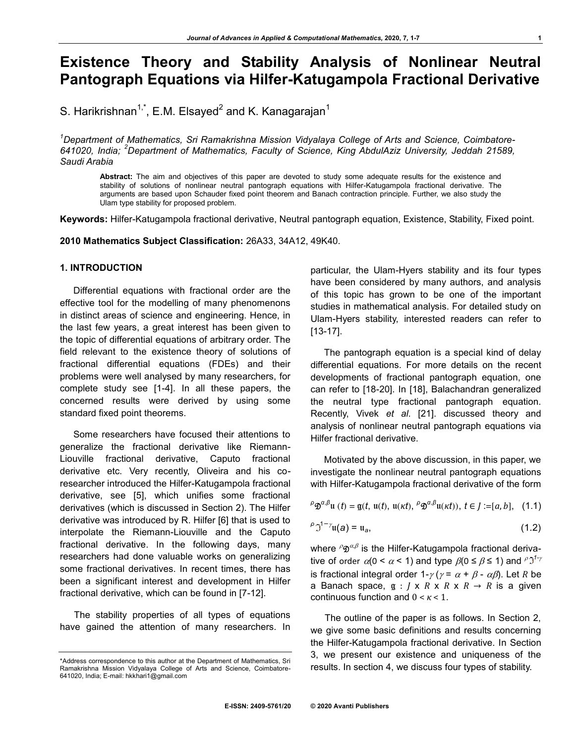# Existence Theory and Stability Analysis of Nonlinear Neutral Pantograph Equations via Hilfer-Katugampola Fractional Derivative

S. Harikrishnan[1,*], E.M. Elsayed[2] and K. Kanagarajan[1]

*[1]Department of Mathematics, Sri Ramakrishna Mission Vidyalaya College of Arts and Science, Coimbatore-641020, India; [2]Department of Mathematics, Faculty of Science, King AbdulAziz University, Jeddah 21589, Saudi Arabia*

**Abstract:** The aim and objectives of this paper are devoted to study some adequate results for the existence and stability of solutions of nonlinear neutral pantograph equations with Hilfer-Katugampola fractional derivative. The arguments are based upon Schauder fixed point theorem and Banach contraction principle. Further, we also study the Ulam type stability for proposed problem.

**Keywords:** Hilfer-Katugampola fractional derivative, Neutral pantograph equation, Existence, Stability, Fixed point.

**2010 Mathematics Subject Classification:** 26A33, 34A12, 49K40.

## 1. INTRODUCTION

Differential equations with fractional order are the effective tool for the modelling of many phenomenons in distinct areas of science and engineering. Hence, in the last few years, a great interest has been given to the topic of differential equations of arbitrary order. The field relevant to the existence theory of solutions of fractional differential equations (FDEs) and their problems were well analysed by many researchers, for complete study see [1-4]. In all these papers, the concerned results were derived by using some standard fixed point theorems.

Some researchers have focused their attentions to generalize the fractional derivative like Riemann-Liouville fractional derivative, Caputo fractional derivative etc. Very recently, Oliveira and his co-researcher introduced the Hilfer-Katugampola fractional derivative, see [5], which unifies some fractional derivatives (which is discussed in Section 2). The Hilfer derivative was introduced by R. Hilfer [6] that is used to interpolate the Riemann-Liouville and the Caputo fractional derivative. In the following days, many researchers had done valuable works on generalizing some fractional derivatives. In recent times, there has been a significant interest and development in Hilfer fractional derivative, which can be found in [7-12].

The stability properties of all types of equations have gained the attention of many researchers. In particular, the Ulam-Hyers stability and its four types have been considered by many authors, and analysis of this topic has grown to be one of the important studies in mathematical analysis. For detailed study on Ulam-Hyers stability, interested readers can refer to [13-17].

The pantograph equation is a special kind of delay differential equations. For more details on the recent developments of fractional pantograph equation, one can refer to [18-20]. In [18], Balachandran generalized the neutral type fractional pantograph equation. Recently, Vivek *et al*. [21]. discussed theory and analysis of nonlinear neutral pantograph equations via Hilfer fractional derivative.

Motivated by the above discussion, in this paper, we investigate the nonlinear neutral pantograph equations with Hilfer-Katugampola fractional derivative of the form

$$ {}^{\rho}\mathfrak{D}^{\alpha,\beta}\mathfrak{u}\,(t) = \mathfrak{g}(t,\, \mathfrak{u}(t),\, \mathfrak{u}(\kappa t),\, {}^{\rho}\mathfrak{D}^{\alpha,\beta}\mathfrak{u}(\kappa t)),\ t \in J := [a, b], \quad (1.1) $$

$$ {}^{\rho}\mathfrak{J}^{1-\gamma}\mathfrak{u}(a) = \mathfrak{u}_a, \quad (1.2) $$

where ${}^{\rho}\mathfrak{D}^{\alpha,\beta}$ is the Hilfer-Katugampola fractional derivative of order $\alpha(0 < \alpha < 1)$ and type $\beta(0 \leq \beta \leq 1)$ and ${}^{\rho}\mathfrak{J}^{1-\gamma}$ is fractional integral order $1-\gamma$ ($\gamma = \alpha + \beta - \alpha\beta$). Let $R$ be a Banach space, $\mathfrak{g} : J \times R \times R \times R \to R$ is a given continuous function and $0 < \kappa < 1$.

The outline of the paper is as follows. In Section 2, we give some basic definitions and results concerning the Hilfer-Katugampola fractional derivative. In Section 3, we present our existence and uniqueness of the results. In section 4, we discuss four types of stability.

*Address correspondence to this author at the Department of Mathematics, Sri Ramakrishna Mission Vidyalaya College of Arts and Science, Coimbatore-641020, India; E-mail: hkkhari1@gmail.com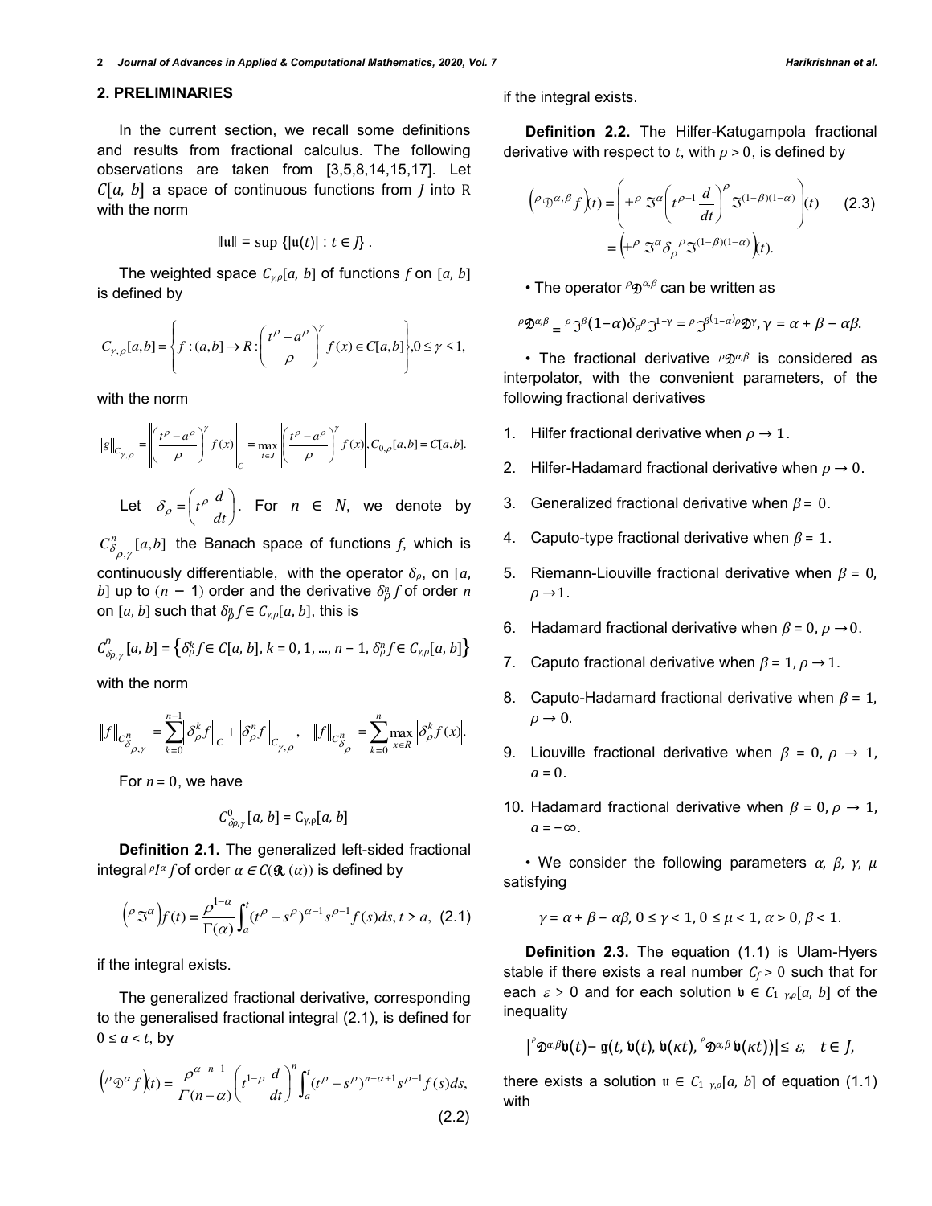## 2. PRELIMINARIES

In the current section, we recall some definitions and results from fractional calculus. The following observations are taken from [3,5,8,14,15,17]. Let $C[a, b]$ a space of continuous functions from $J$ into R with the norm

$$\|\mathfrak{u}\| = \sup \{|\mathfrak{u}(t)| : t \in J\} .$$

The weighted space $C_{\gamma,\rho}[a, b]$ of functions $f$ on $[a, b]$ is defined by

$$C_{\gamma,\rho}[a,b] = \left\{ f:(a,b) \to R : \left(\frac{t^\rho - a^\rho}{\rho}\right)^\gamma f(x) \in C[a,b] \right\}, 0 \le \gamma < 1,$$

with the norm

$$\|g\|_{C_{\gamma,\rho}} = \left\| \left(\frac{t^\rho - a^\rho}{\rho}\right)^\gamma f(x) \right\|_C = \max_{t\in J} \left| \left(\frac{t^\rho - a^\rho}{\rho}\right)^\gamma f(x) \right|, C_{0,\rho}[a,b] = C[a,b].$$

Let $\delta_\rho = \left(t^\rho \frac{d}{dt}\right)$. For $n \in N$, we denote by $C^n_{\delta_{\rho,\gamma}}[a,b]$ the Banach space of functions $f$, which is continuously differentiable, with the operator $\delta_\rho$, on $[a, b]$ up to $(n-1)$ order and the derivative $\delta^n_\rho f$ of order $n$ on $[a, b]$ such that $\delta^n_\rho f \in C_{\gamma,\rho}[a, b]$, this is

$$C^n_{\delta_{\rho,\gamma}}[a, b] = \left\{ \delta^k_\rho f \in C[a, b], k = 0, 1, ..., n-1, \delta^n_\rho f \in C_{\gamma,\rho}[a, b] \right\}$$

with the norm

$$\|f\|_{C^n_{\delta_{\rho,\gamma}}} = \sum_{k=0}^{n-1} \left\|\delta^k_\rho f\right\|_C + \left\|\delta^n_\rho f\right\|_{C_{\gamma,\rho}}, \quad \|f\|_{C^n_{\delta_\rho}} = \sum_{k=0}^{n} \max_{x\in R} \left|\delta^k_\rho f(x)\right|.$$

For $n = 0$, we have

$$C^0_{\delta_{\rho,\gamma}}[a, b] = C_{\gamma,\rho}[a, b]$$

**Definition 2.1.** The generalized left-sided fractional integral ${}^\rho I^\alpha f$ of order $\alpha \in C(\Re(\alpha))$ is defined by

$$\left({}^\rho \mathfrak{I}^\alpha\right) f(t) = \frac{\rho^{1-\alpha}}{\Gamma(\alpha)} \int_a^t (t^\rho - s^\rho)^{\alpha-1} s^{\rho-1} f(s) ds, t > a, \quad (2.1)$$

if the integral exists.

The generalized fractional derivative, corresponding to the generalised fractional integral (2.1), is defined for $0 \le a < t$, by

$$\left({}^\rho \mathfrak{D}^\alpha f\right)(t) = \frac{\rho^{\alpha-n-1}}{\Gamma(n-\alpha)} \left(t^{1-\rho}\frac{d}{dt}\right)^n \int_a^t (t^\rho - s^\rho)^{n-\alpha+1} s^{\rho-1} f(s) ds, \quad (2.2)$$

if the integral exists.

**Definition 2.2.** The Hilfer-Katugampola fractional derivative with respect to $t$, with $\rho > 0$, is defined by

$$\left({}^\rho \mathfrak{D}^{\alpha,\beta} f\right)(t) = \left( \pm^\rho \mathfrak{I}^\alpha \left(t^{\rho-1}\frac{d}{dt}\right)^\rho \mathfrak{I}^{(1-\beta)(1-\alpha)} \right)(t) = \left(\pm^\rho \mathfrak{I}^\alpha \delta_\rho {}^\rho \mathfrak{I}^{(1-\beta)(1-\alpha)}\right)(t). \quad (2.3)$$

- The operator ${}^\rho\mathfrak{D}^{\alpha,\beta}$ can be written as

$${}^\rho\mathfrak{D}^{\alpha,\beta} = {}^\rho \mathfrak{I}^{\beta(1-\alpha)} \delta_\rho {}^\rho \mathfrak{I}^{1-\gamma} = {}^\rho \mathfrak{I}^{\beta(1-\alpha)} {}^\rho\mathfrak{D}^\gamma, \gamma = \alpha + \beta - \alpha\beta.$$

- The fractional derivative ${}^\rho\mathfrak{D}^{\alpha,\beta}$ is considered as interpolator, with the convenient parameters, of the following fractional derivatives

1. Hilfer fractional derivative when $\rho \to 1$.
2. Hilfer-Hadamard fractional derivative when $\rho \to 0$.
3. Generalized fractional derivative when $\beta = 0$.
4. Caputo-type fractional derivative when $\beta = 1$.
5. Riemann-Liouville fractional derivative when $\beta = 0$, $\rho \to 1$.
6. Hadamard fractional derivative when $\beta = 0, \rho \to 0$.
7. Caputo fractional derivative when $\beta = 1, \rho \to 1$.
8. Caputo-Hadamard fractional derivative when $\beta = 1$, $\rho \to 0$.
9. Liouville fractional derivative when $\beta = 0$, $\rho \to 1$, $a = 0$.
10. Hadamard fractional derivative when $\beta = 0, \rho \to 1$, $a = -\infty$.

- We consider the following parameters $\alpha$, $\beta$, $\gamma$, $\mu$ satisfying

$$\gamma = \alpha + \beta - \alpha\beta, 0 \le \gamma < 1, 0 \le \mu < 1, \alpha > 0, \beta < 1.$$

**Definition 2.3.** The equation (1.1) is Ulam-Hyers stable if there exists a real number $C_f > 0$ such that for each $\varepsilon > 0$ and for each solution $\mathfrak{v} \in C_{1-\gamma,\rho}[a, b]$ of the inequality

$$\left|{}^\rho\mathfrak{D}^{\alpha,\beta}\mathfrak{v}(t) - \mathfrak{g}(t, \mathfrak{v}(t), \mathfrak{v}(\kappa t), {}^\rho\mathfrak{D}^{\alpha,\beta}\mathfrak{v}(\kappa t))\right| \le \varepsilon, \quad t \in J,$$

there exists a solution $\mathfrak{u} \in C_{1-\gamma,\rho}[a, b]$ of equation (1.1) with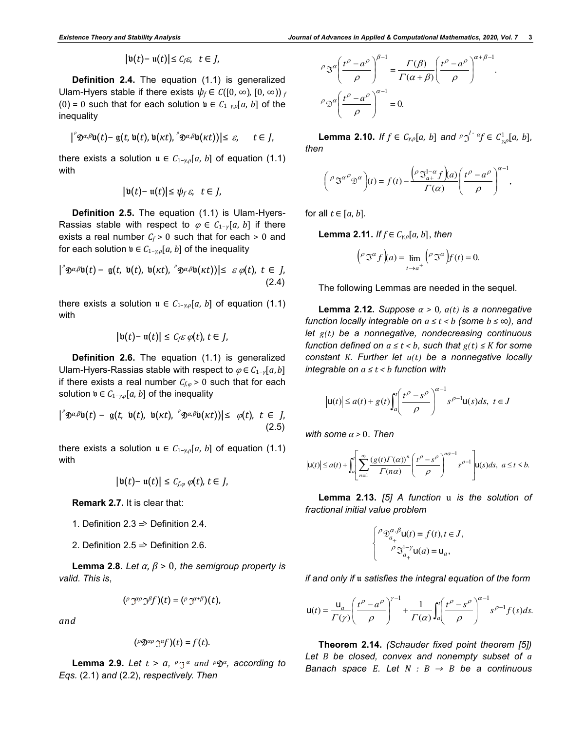$$|\mathfrak{v}(t) - \mathfrak{u}(t)| \leq C_f\varepsilon, \quad t \in J,$$

**Definition 2.4.** The equation (1.1) is generalized Ulam-Hyers stable if there exists $\psi_f \in C([0, \infty), [0, \infty))$ $_f(0) = 0$ such that for each solution $\mathfrak{v} \in C_{1-\gamma,\rho}[a, b]$ of the inequality

$$|{}^{\rho}\mathfrak{D}^{\alpha,\beta}\mathfrak{v}(t) - \mathfrak{g}(t, \mathfrak{v}(t), \mathfrak{v}(\kappa t), {}^{\rho}\mathfrak{D}^{\alpha,\beta}\mathfrak{v}(\kappa t))| \leq \varepsilon, \qquad t \in J,$$

there exists a solution $\mathfrak{u} \in C_{1-\gamma,\rho}[a, b]$ of equation (1.1) with

$$|\mathfrak{v}(t) - \mathfrak{u}(t)| \leq \psi_f\, \varepsilon, \quad t \in J,$$

**Definition 2.5.** The equation (1.1) is Ulam-Hyers-Rassias stable with respect to $\varphi \in C_{1-\gamma}[a, b]$ if there exists a real number $C_f > 0$ such that for each $> 0$ and for each solution $\mathfrak{v} \in C_{1-\gamma,\rho}[a, b]$ of the inequality

$$|{}^{\rho}\mathfrak{D}^{\alpha,\beta}\mathfrak{v}(t) - \mathfrak{g}(t, \mathfrak{v}(t), \mathfrak{v}(\kappa t), {}^{\rho}\mathfrak{D}^{\alpha,\beta}\mathfrak{v}(\kappa t))| \leq \varepsilon\, \varphi(t), \; t \in J, \tag{2.4}$$

there exists a solution $\mathfrak{u} \in C_{1-\gamma,\rho}[a, b]$ of equation (1.1) with

$$|\mathfrak{v}(t) - \mathfrak{u}(t)| \leq C_f\varepsilon\, \varphi(t), \; t \in J,$$

**Definition 2.6.** The equation (1.1) is generalized Ulam-Hyers-Rassias stable with respect to $\varphi \in C_{1-\gamma}[a, b]$ if there exists a real number $C_{f,\varphi} > 0$ such that for each solution $\mathfrak{v} \in C_{1-\gamma,\rho}[a, b]$ of the inequality

$$|{}^{\rho}\mathfrak{D}^{\alpha,\beta}\mathfrak{v}(t) - \mathfrak{g}(t, \mathfrak{v}(t), \mathfrak{v}(\kappa t), {}^{\rho}\mathfrak{D}^{\alpha,\beta}\mathfrak{v}(\kappa t))| \leq \varphi(t), \; t \in J, \tag{2.5}$$

there exists a solution $\mathfrak{u} \in C_{1-\gamma,\rho}[a, b]$ of equation (1.1) with

$$|\mathfrak{v}(t) - \mathfrak{u}(t)| \leq C_{f,\varphi}\, \varphi(t), \; t \in J,$$

**Remark 2.7.** It is clear that:

1. Definition 2.3 => Definition 2.4.

2. Definition 2.5 => Definition 2.6.

**Lemma 2.8.** *Let $\alpha, \beta > 0$, the semigroup property is valid. This is*,

$$({}^{\rho}\mathfrak{J}^{\alpha\rho}\mathfrak{J}^{\beta}f)(t) = ({}^{\rho}\mathfrak{J}^{\alpha+\beta})(t),$$

*and*

$$({}^{\rho}\mathfrak{D}^{\alpha\rho}\mathfrak{J}^{\alpha}f)(t) = f(t).$$

**Lemma 2.9.** *Let $t > a$, ${}^{\rho}\mathfrak{J}^{\alpha}$ and ${}^{\rho}\mathfrak{D}^{\alpha}$, according to Eqs.* (2.1) *and* (2.2), *respectively. Then*

$${}^{\rho}\mathfrak{J}^{\alpha}\left(\frac{t^{\rho}-a^{\rho}}{\rho}\right)^{\beta-1} = \frac{\Gamma(\beta)}{\Gamma(\alpha+\beta)}\left(\frac{t^{\rho}-a^{\rho}}{\rho}\right)^{\alpha+\beta-1}.$$

$${}^{\rho}\mathfrak{D}^{\alpha}\left(\frac{t^{\rho}-a^{\rho}}{\rho}\right)^{\alpha-1} = 0.$$

**Lemma 2.10.** *If $f \in C_{\gamma,\rho}[a, b]$ and ${}^{\rho}\mathfrak{J}^{1-\alpha}f \in C^{1}_{\gamma,\rho}[a, b]$, then*

$$\left({}^{\rho}\mathfrak{J}^{\alpha\rho}\mathfrak{D}^{\alpha}\right)(t) = f(t) - \frac{\left({}^{\rho}\mathfrak{J}^{1-\alpha}_{a+}f\right)(a)}{\Gamma(\alpha)}\left(\frac{t^{\rho}-a^{\rho}}{\rho}\right)^{\alpha-1},$$

for all $t \in [a, b]$.

**Lemma 2.11.** *If $f \in C_{\gamma,\rho}[a, b]$, then*

$$\left({}^{\rho}\mathfrak{J}^{\alpha}f\right)(a) = \lim_{t\to a^{+}}\left({}^{\rho}\mathfrak{J}^{\alpha}\right)f(t) = 0.$$

The following Lemmas are needed in the sequel.

**Lemma 2.12.** *Suppose $\alpha > 0$, $a(t)$ is a nonnegative function locally integrable on $a \leq t < b$ (some $b \leq \infty$), and let $g(t)$ be a nonnegative, nondecreasing continuous function defined on $a \leq t < b$, such that $g(t) \leq K$ for some constant $K$. Further let $u(t)$ be a nonnegative locally integrable on $a \leq t < b$ function with*

$$|\mathsf{u}(t)| \leq a(t) + g(t)\int_a^t\left(\frac{t^{\rho}-s^{\rho}}{\rho}\right)^{\alpha-1}s^{\rho-1}\mathsf{u}(s)ds, \; t \in J$$

*with some $\alpha > 0$. Then*

$$|\mathsf{u}(t)| \leq a(t) + \int_a^t\left[\sum_{n=1}^{\infty}\frac{(g(t)\Gamma(\alpha))^n}{\Gamma(n\alpha)}\left(\frac{t^{\rho}-s^{\rho}}{\rho}\right)^{n\alpha-1}s^{\rho-1}\right]\mathsf{u}(s)ds, \; a \leq t < b.$$

**Lemma 2.13.** *[5] A function $\mathfrak{u}$ is the solution of fractional initial value problem*

$$\begin{cases} {}^{\rho}\mathfrak{D}^{\alpha,\beta}_{a_+}\mathsf{u}(t) = f(t), t \in J, \\ {}^{\rho}\mathfrak{J}^{1-\gamma}_{a_+}\mathsf{u}(a) = \mathsf{u}_a, \end{cases}$$

*if and only if $\mathfrak{u}$ satisfies the integral equation of the form*

$$\mathsf{u}(t) = \frac{\mathsf{u}_a}{\Gamma(\gamma)}\left(\frac{t^{\rho}-a^{\rho}}{\rho}\right)^{\gamma-1} + \frac{1}{\Gamma(\alpha)}\int_a^t\left(\frac{t^{\rho}-s^{\rho}}{\rho}\right)^{\alpha-1}s^{\rho-1}f(s)ds.$$

**Theorem 2.14.** *(Schauder fixed point theorem [5]) Let $B$ be closed, convex and nonempty subset of a Banach space $E$. Let $N : B \to B$ be a continuous*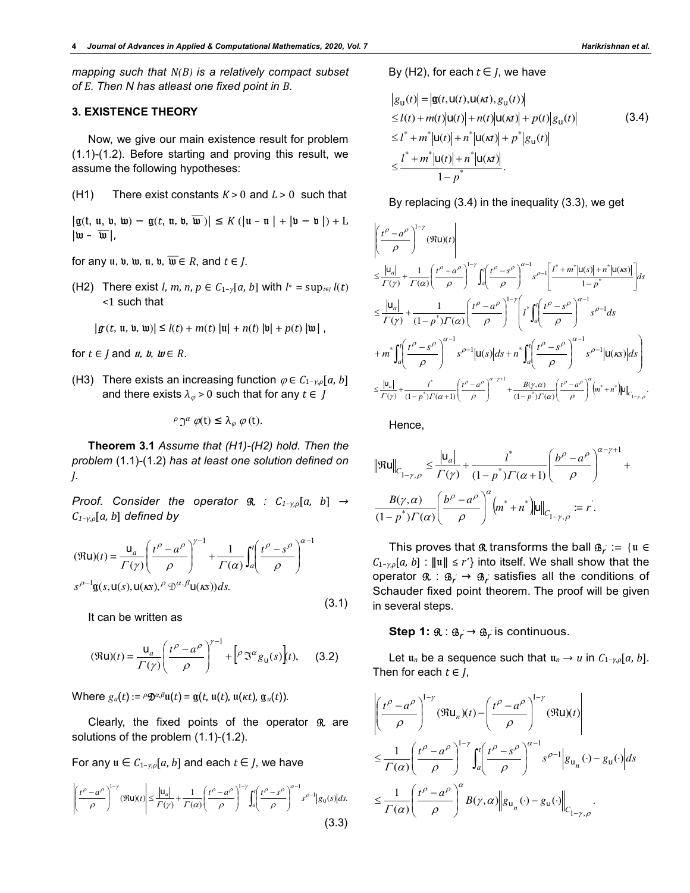*mapping such that $N(B)$ is a relatively compact subset of $E$. Then $N$ has atleast one fixed point in $B$.*

## 3. EXISTENCE THEORY

Now, we give our main existence result for problem (1.1)-(1.2). Before starting and proving this result, we assume the following hypotheses:

(H1) There exist constants $K > 0$ and $L > 0$ such that

$|\mathfrak{g}(t, \mathfrak{u}, \mathfrak{v}, \mathfrak{w}) - \mathfrak{g}(t, \mathfrak{n}, \mathfrak{v}, \overline{\mathfrak{w}})| \leq K(|\mathfrak{u} - \mathfrak{n}| + |\mathfrak{v} - \mathfrak{v}|) + L|\mathfrak{w} - \overline{\mathfrak{w}}|$,

for any $\mathfrak{u}, \mathfrak{v}, \mathfrak{w}, \mathfrak{n}, \mathfrak{v}, \overline{\mathfrak{w}} \in R$, and $t \in J$.

(H2) There exist $l, m, n, p \in C_{1-\gamma}[a, b]$ with $l^* = \sup_{t\in J} l(t) < 1$ such that

$$|\mathfrak{g}(t, \mathfrak{u}, \mathfrak{v}, \mathfrak{w})| \leq l(t) + m(t)|\mathfrak{u}| + n(t)|\mathfrak{v}| + p(t)|\mathfrak{w}|,$$

for $t \in J$ and $\mathfrak{u}, \mathfrak{v}, \mathfrak{w} \in R$.

(H3) There exists an increasing function $\varphi \in C_{1-\gamma,\rho}[a, b]$ and there exists $\lambda_\varphi > 0$ such that for any $t \in J$

$$^{\rho}\mathfrak{I}^{\alpha}\varphi(t) \leq \lambda_\varphi\, \varphi(t).$$

**Theorem 3.1** *Assume that (H1)-(H2) hold. Then the problem* (1.1)-(1.2) *has at least one solution defined on $J$.*

*Proof. Consider the operator $\mathfrak{R} : C_{1-\gamma,\rho}[a, b] \to C_{1-\gamma,\rho}[a, b]$ defined by*

$$(\mathfrak{R}\mathrm{u})(t) = \frac{\mathrm{u}_a}{\Gamma(\gamma)}\left(\frac{t^\rho - a^\rho}{\rho}\right)^{\gamma-1} + \frac{1}{\Gamma(\alpha)}\int_a^t \left(\frac{t^\rho - s^\rho}{\rho}\right)^{\alpha-1} s^{\rho-1}\mathfrak{g}(s, \mathrm{u}(s), \mathrm{u}(\kappa s), {}^{\rho}\mathfrak{D}^{\alpha,\beta}\mathrm{u}(\kappa s))ds. \tag{3.1}$$

It can be written as

$$(\mathfrak{R}\mathrm{u})(t) = \frac{\mathrm{u}_a}{\Gamma(\gamma)}\left(\frac{t^\rho - a^\rho}{\rho}\right)^{\gamma-1} + \left[{}^{\rho}\mathfrak{I}^{\alpha} g_{\mathrm{u}}(s)\right](t), \tag{3.2}$$

Where $g_u(t) := {}^{\rho}\mathfrak{D}^{\alpha,\beta}\mathfrak{u}(t) = \mathfrak{g}(t, \mathfrak{u}(t), \mathfrak{u}(\kappa t), \mathfrak{g}_u(t))$.

Clearly, the fixed points of the operator $\mathfrak{R}$ are solutions of the problem (1.1)-(1.2).

For any $\mathfrak{u} \in C_{1-\gamma,\rho}[a, b]$ and each $t \in J$, we have

$$\left|\left(\frac{t^\rho - a^\rho}{\rho}\right)^{1-\gamma}(\mathfrak{R}\mathrm{u})(t)\right| \leq \frac{|\mathrm{u}_a|}{\Gamma(\gamma)} + \frac{1}{\Gamma(\alpha)}\left(\frac{t^\rho - a^\rho}{\rho}\right)^{1-\gamma}\int_a^t \left(\frac{t^\rho - s^\rho}{\rho}\right)^{\alpha-1} s^{\rho-1}|g_{\mathrm{u}}(s)|ds. \tag{3.3}$$

By (H2), for each $t \in J$, we have

$$\begin{aligned}
|g_{\mathrm{u}}(t)| &= |\mathfrak{g}(t, \mathrm{u}(t), \mathrm{u}(\kappa t), g_{\mathrm{u}}(t))| \\
&\leq l(t) + m(t)|\mathrm{u}(t)| + n(t)|\mathrm{u}(\kappa t)| + p(t)|g_{\mathrm{u}}(t)| \\
&\leq l^* + m^*|\mathrm{u}(t)| + n^*|\mathrm{u}(\kappa t)| + p^*|g_{\mathrm{u}}(t)| \\
&\leq \frac{l^* + m^*|\mathrm{u}(t)| + n^*|\mathrm{u}(\kappa t)|}{1 - p^*}.
\end{aligned} \tag{3.4}$$

By replacing (3.4) in the inequality (3.3), we get

$$\begin{aligned}
&\left|\left(\frac{t^\rho - a^\rho}{\rho}\right)^{1-\gamma}(\mathfrak{R}\mathrm{u})(t)\right| \\
&\leq \frac{|\mathrm{u}_a|}{\Gamma(\gamma)} + \frac{1}{\Gamma(\alpha)}\left(\frac{t^\rho - a^\rho}{\rho}\right)^{1-\gamma}\int_a^t \left(\frac{t^\rho - s^\rho}{\rho}\right)^{\alpha-1} s^{\rho-1}\left[\frac{l^* + m^*|\mathrm{u}(s)| + n^*|\mathrm{u}(\kappa s)|}{1 - p^*}\right]ds \\
&\leq \frac{|\mathrm{u}_a|}{\Gamma(\gamma)} + \frac{1}{(1 - p^*)\Gamma(\alpha)}\left(\frac{t^\rho - a^\rho}{\rho}\right)^{1-\gamma}\left(l^*\int_a^t \left(\frac{t^\rho - s^\rho}{\rho}\right)^{\alpha-1} s^{\rho-1}ds\right. \\
&\quad \left. + m^*\int_a^t \left(\frac{t^\rho - s^\rho}{\rho}\right)^{\alpha-1} s^{\rho-1}|\mathrm{u}(s)|ds + n^*\int_a^t \left(\frac{t^\rho - s^\rho}{\rho}\right)^{\alpha-1} s^{\rho-1}|\mathrm{u}(\kappa s)|ds\right) \\
&\leq \frac{|\mathrm{u}_a|}{\Gamma(\gamma)} + \frac{l^*}{(1 - p^*)\Gamma(\alpha+1)}\left(\frac{t^\rho - a^\rho}{\rho}\right)^{\alpha-\gamma+1} + \frac{B(\gamma,\alpha)}{(1 - p^*)\Gamma(\alpha)}\left(\frac{t^\rho - a^\rho}{\rho}\right)^{\alpha}\left(m^* + n^*\right)\|\mathrm{u}\|_{C_{1-\gamma,\rho}}.
\end{aligned}$$

Hence,

$$\|\mathfrak{R}\mathrm{u}\|_{C_{1-\gamma,\rho}} \leq \frac{|\mathrm{u}_a|}{\Gamma(\gamma)} + \frac{l^*}{(1 - p^*)\Gamma(\alpha+1)}\left(\frac{b^\rho - a^\rho}{\rho}\right)^{\alpha-\gamma+1} + \frac{B(\gamma,\alpha)}{(1 - p^*)\Gamma(\alpha)}\left(\frac{b^\rho - a^\rho}{\rho}\right)^{\alpha}\left(m^* + n^*\right)\|\mathrm{u}\|_{C_{1-\gamma,\rho}} := r'.$$

This proves that $\mathfrak{R}$ transforms the ball $\mathfrak{B}_{r'} := \{\mathfrak{u} \in C_{1-\gamma,\rho}[a, b] : \|\mathfrak{u}\| \leq r'\}$ into itself. We shall show that the operator $\mathfrak{R} : \mathfrak{B}_{r'} \to \mathfrak{B}_{r'}$ satisfies all the conditions of Schauder fixed point theorem. The proof will be given in several steps.

**Step 1:** $\mathfrak{R} : \mathfrak{B}_{r'} \to \mathfrak{B}_{r'}$ is continuous.

Let $\mathfrak{u}_n$ be a sequence such that $\mathfrak{u}_n \to u$ in $C_{1-\gamma,\rho}[a, b]$. Then for each $t \in J$,

$$\begin{aligned}
&\left|\left(\frac{t^\rho - a^\rho}{\rho}\right)^{1-\gamma}(\mathfrak{R}\mathrm{u}_n)(t) - \left(\frac{t^\rho - a^\rho}{\rho}\right)^{1-\gamma}(\mathfrak{R}\mathrm{u})(t)\right| \\
&\leq \frac{1}{\Gamma(\alpha)}\left(\frac{t^\rho - a^\rho}{\rho}\right)^{1-\gamma}\int_a^t \left(\frac{t^\rho - s^\rho}{\rho}\right)^{\alpha-1} s^{\rho-1}\left|g_{\mathrm{u}_n}(\cdot) - g_{\mathrm{u}}(\cdot)\right|ds \\
&\leq \frac{1}{\Gamma(\alpha)}\left(\frac{t^\rho - a^\rho}{\rho}\right)^{\alpha} B(\gamma,\alpha)\left\|g_{\mathrm{u}_n}(\cdot) - g_{\mathrm{u}}(\cdot)\right\|_{C_{1-\gamma,\rho}}.
\end{aligned}$$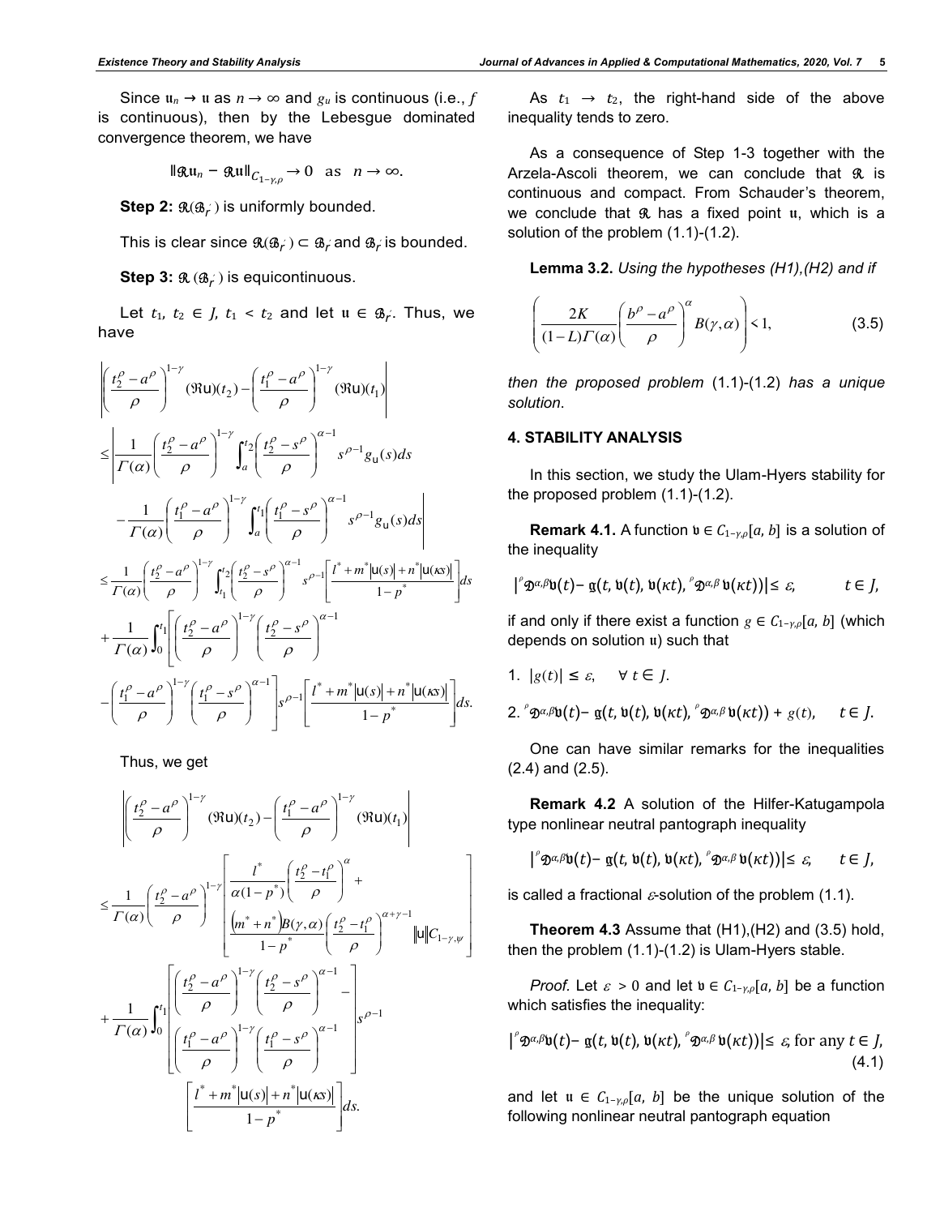Since $\mathfrak{u}_n \to \mathfrak{u}$ as $n \to \infty$ and $g_u$ is continuous (i.e., $f$ is continuous), then by the Lebesgue dominated convergence theorem, we have

$$\|\mathfrak{R}\mathfrak{u}_n - \mathfrak{R}\mathfrak{u}\|_{C_{1-\gamma,\rho}} \to 0 \quad \text{as} \quad n \to \infty.$$

**Step 2:** $\mathfrak{R}(\mathfrak{B}_{r'})$ is uniformly bounded.

This is clear since $\mathfrak{R}(\mathfrak{B}_{r'}) \subset \mathfrak{B}_{r'}$ and $\mathfrak{B}_{r'}$ is bounded.

**Step 3:** $\mathfrak{R}(\mathfrak{B}_{r'})$ is equicontinuous.

Let $t_1, t_2 \in J$, $t_1 < t_2$ and let $\mathfrak{u} \in \mathfrak{B}_{r'}$. Thus, we have

$$\left|\left(\frac{t_2^\rho - a^\rho}{\rho}\right)^{1-\gamma}(\Re \mathrm{u})(t_2) - \left(\frac{t_1^\rho - a^\rho}{\rho}\right)^{1-\gamma}(\Re \mathrm{u})(t_1)\right|$$

$$\leq \left|\frac{1}{\Gamma(\alpha)}\left(\frac{t_2^\rho - a^\rho}{\rho}\right)^{1-\gamma}\int_a^{t_2}\left(\frac{t_2^\rho - s^\rho}{\rho}\right)^{\alpha-1} s^{\rho-1} g_{\mathrm{u}}(s)ds - \frac{1}{\Gamma(\alpha)}\left(\frac{t_1^\rho - a^\rho}{\rho}\right)^{1-\gamma}\int_a^{t_1}\left(\frac{t_1^\rho - s^\rho}{\rho}\right)^{\alpha-1} s^{\rho-1} g_{\mathrm{u}}(s)ds\right|$$

$$\leq \frac{1}{\Gamma(\alpha)}\left(\frac{t_2^\rho - a^\rho}{\rho}\right)^{1-\gamma}\int_{t_1}^{t_2}\left(\frac{t_2^\rho - s^\rho}{\rho}\right)^{\alpha-1} s^{\rho-1}\left[\frac{l^* + m^*|\mathrm{u}(s)| + n^*|\mathrm{u}(\kappa s)|}{1-p^*}\right]ds$$

$$+ \frac{1}{\Gamma(\alpha)}\int_0^{t_1}\left[\left(\frac{t_2^\rho - a^\rho}{\rho}\right)^{1-\gamma}\left(\frac{t_2^\rho - s^\rho}{\rho}\right)^{\alpha-1} - \left(\frac{t_1^\rho - a^\rho}{\rho}\right)^{1-\gamma}\left(\frac{t_1^\rho - s^\rho}{\rho}\right)^{\alpha-1}\right] s^{\rho-1}\left[\frac{l^* + m^*|\mathrm{u}(s)| + n^*|\mathrm{u}(\kappa s)|}{1-p^*}\right]ds.$$

Thus, we get

$$\left|\left(\frac{t_2^\rho - a^\rho}{\rho}\right)^{1-\gamma}(\Re \mathrm{u})(t_2) - \left(\frac{t_1^\rho - a^\rho}{\rho}\right)^{1-\gamma}(\Re \mathrm{u})(t_1)\right|$$

$$\leq \frac{1}{\Gamma(\alpha)}\left(\frac{t_2^\rho - a^\rho}{\rho}\right)^{1-\gamma}\left[\frac{l^*}{\alpha(1-p^*)}\left(\frac{t_2^\rho - t_1^\rho}{\rho}\right)^{\alpha} + \frac{(m^* + n^*)B(\gamma,\alpha)}{1-p^*}\left(\frac{t_2^\rho - t_1^\rho}{\rho}\right)^{\alpha+\gamma-1}\|\mathrm{u}\|_{C_{1-\gamma,\psi}}\right]$$

$$+ \frac{1}{\Gamma(\alpha)}\int_0^{t_1}\left[\left(\frac{t_2^\rho - a^\rho}{\rho}\right)^{1-\gamma}\left(\frac{t_2^\rho - s^\rho}{\rho}\right)^{\alpha-1} - \left(\frac{t_1^\rho - a^\rho}{\rho}\right)^{1-\gamma}\left(\frac{t_1^\rho - s^\rho}{\rho}\right)^{\alpha-1}\right] s^{\rho-1}\left[\frac{l^* + m^*|\mathrm{u}(s)| + n^*|\mathrm{u}(\kappa s)|}{1-p^*}\right]ds.$$

As $t_1 \to t_2$, the right-hand side of the above inequality tends to zero.

As a consequence of Step 1-3 together with the Arzela-Ascoli theorem, we can conclude that $\mathfrak{R}$ is continuous and compact. From Schauder's theorem, we conclude that $\mathfrak{R}$ has a fixed point $\mathfrak{u}$, which is a solution of the problem (1.1)-(1.2).

**Lemma 3.2.** *Using the hypotheses (H1),(H2) and if*

$$\left(\frac{2K}{(1-L)\Gamma(\alpha)}\left(\frac{b^\rho - a^\rho}{\rho}\right)^{\alpha} B(\gamma,\alpha)\right) < 1, \tag{3.5}$$

*then the proposed problem* (1.1)-(1.2) *has a unique solution*.

## 4. STABILITY ANALYSIS

In this section, we study the Ulam-Hyers stability for the proposed problem (1.1)-(1.2).

**Remark 4.1.** A function $\mathfrak{v} \in C_{1-\gamma,\rho}[a, b]$ is a solution of the inequality

$$\left|{}^\rho\mathfrak{D}^{\alpha,\beta}\mathfrak{v}(t) - \mathfrak{g}(t, \mathfrak{v}(t), \mathfrak{v}(\kappa t), {}^\rho\mathfrak{D}^{\alpha,\beta}\mathfrak{v}(\kappa t))\right| \leq \varepsilon, \qquad t \in J,$$

if and only if there exist a function $g \in C_{1-\gamma,\rho}[a, b]$ (which depends on solution $\mathfrak{u}$) such that

1. $|g(t)| \leq \varepsilon, \quad \forall\, t \in J.$
2. ${}^\rho\mathfrak{D}^{\alpha,\beta}\mathfrak{v}(t) - \mathfrak{g}(t, \mathfrak{v}(t), \mathfrak{v}(\kappa t), {}^\rho\mathfrak{D}^{\alpha,\beta}\mathfrak{v}(\kappa t)) + g(t), \quad t \in J.$

One can have similar remarks for the inequalities (2.4) and (2.5).

**Remark 4.2** A solution of the Hilfer-Katugampola type nonlinear neutral pantograph inequality

$$\left|{}^\rho\mathfrak{D}^{\alpha,\beta}\mathfrak{v}(t) - \mathfrak{g}(t, \mathfrak{v}(t), \mathfrak{v}(\kappa t), {}^\rho\mathfrak{D}^{\alpha,\beta}\mathfrak{v}(\kappa t))\right| \leq \varepsilon, \qquad t \in J,$$

is called a fractional $\varepsilon$-solution of the problem (1.1).

**Theorem 4.3** Assume that (H1),(H2) and (3.5) hold, then the problem (1.1)-(1.2) is Ulam-Hyers stable.

*Proof.* Let $\varepsilon > 0$ and let $\mathfrak{v} \in C_{1-\gamma,\rho}[a, b]$ be a function which satisfies the inequality:

$$\left|{}^\rho\mathfrak{D}^{\alpha,\beta}\mathfrak{v}(t) - \mathfrak{g}(t, \mathfrak{v}(t), \mathfrak{v}(\kappa t), {}^\rho\mathfrak{D}^{\alpha,\beta}\mathfrak{v}(\kappa t))\right| \leq \varepsilon, \text{ for any } t \in J, \tag{4.1}$$

and let $\mathfrak{u} \in C_{1-\gamma,\rho}[a, b]$ be the unique solution of the following nonlinear neutral pantograph equation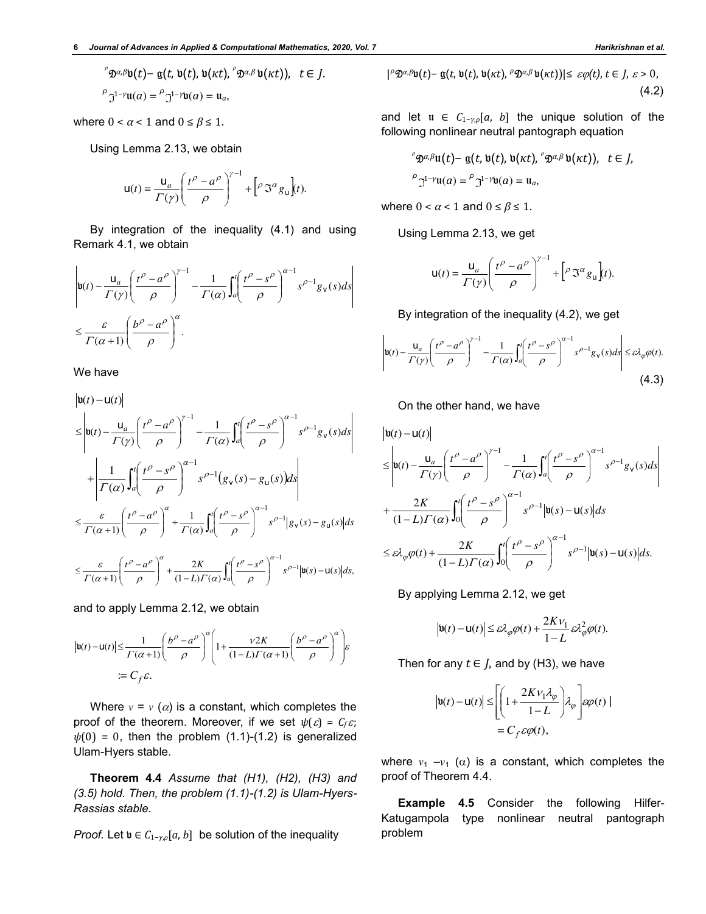$$
{}^{\rho}\mathfrak{D}^{\alpha,\beta}\mathfrak{v}(t) - \mathfrak{g}(t, \mathfrak{v}(t), \mathfrak{v}(\kappa t), {}^{\rho}\mathfrak{D}^{\alpha,\beta}\mathfrak{v}(\kappa t)), \quad t \in J.
$$

$$
{}^{\rho}\mathfrak{I}^{1-\gamma}\mathfrak{u}(a) = {}^{\rho}\mathfrak{I}^{1-\gamma}\mathfrak{v}(a) = \mathfrak{u}_a,
$$

where $0 < \alpha < 1$ and $0 \le \beta \le 1$.

Using Lemma 2.13, we obtain

$$
\mathsf{u}(t) = \frac{\mathsf{u}_a}{\Gamma(\gamma)}\left(\frac{t^{\rho} - a^{\rho}}{\rho}\right)^{\gamma - 1} + \left[{}^{\rho}\mathfrak{I}^{\alpha} g_{\mathsf{u}}\right](t).
$$

By integration of the inequality (4.1) and using Remark 4.1, we obtain

$$
\left|\mathfrak{v}(t) - \frac{\mathsf{u}_a}{\Gamma(\gamma)}\left(\frac{t^{\rho} - a^{\rho}}{\rho}\right)^{\gamma-1} - \frac{1}{\Gamma(\alpha)}\int_a^t \left(\frac{t^{\rho} - s^{\rho}}{\rho}\right)^{\alpha-1} s^{\rho-1} g_{\mathsf{v}}(s)ds\right|
\le \frac{\varepsilon}{\Gamma(\alpha+1)}\left(\frac{b^{\rho} - a^{\rho}}{\rho}\right)^{\alpha}.
$$

We have

$$
\begin{aligned}
&\left|\mathfrak{v}(t) - \mathsf{u}(t)\right| \\
&\le \left|\mathfrak{v}(t) - \frac{\mathsf{u}_a}{\Gamma(\gamma)}\left(\frac{t^{\rho} - a^{\rho}}{\rho}\right)^{\gamma-1} - \frac{1}{\Gamma(\alpha)}\int_a^t \left(\frac{t^{\rho} - s^{\rho}}{\rho}\right)^{\alpha-1} s^{\rho-1} g_{\mathsf{v}}(s)ds\right| \\
&\quad + \left|\frac{1}{\Gamma(\alpha)}\int_a^t \left(\frac{t^{\rho} - s^{\rho}}{\rho}\right)^{\alpha-1} s^{\rho-1}\left(g_{\mathsf{v}}(s) - g_{\mathsf{u}}(s)\right)ds\right| \\
&\le \frac{\varepsilon}{\Gamma(\alpha+1)}\left(\frac{t^{\rho} - a^{\rho}}{\rho}\right)^{\alpha} + \frac{1}{\Gamma(\alpha)}\int_a^t \left(\frac{t^{\rho} - s^{\rho}}{\rho}\right)^{\alpha-1} s^{\rho-1}\left|g_{\mathsf{v}}(s) - g_{\mathsf{u}}(s)\right|ds \\
&\le \frac{\varepsilon}{\Gamma(\alpha+1)}\left(\frac{t^{\rho} - a^{\rho}}{\rho}\right)^{\alpha} + \frac{2K}{(1-L)\Gamma(\alpha)}\int_a^t \left(\frac{t^{\rho} - s^{\rho}}{\rho}\right)^{\alpha-1} s^{\rho-1}\left|\mathfrak{v}(s) - \mathsf{u}(s)\right|ds,
\end{aligned}
$$

and to apply Lemma 2.12, we obtain

$$
\begin{aligned}
\left|\mathfrak{v}(t) - \mathsf{u}(t)\right| &\le \frac{1}{\Gamma(\alpha+1)}\left(\frac{b^{\rho} - a^{\rho}}{\rho}\right)^{\alpha}\left(1 + \frac{\nu 2K}{(1-L)\Gamma(\alpha+1)}\left(\frac{b^{\rho} - a^{\rho}}{\rho}\right)^{\alpha}\right)\varepsilon \\
&:= C_f\varepsilon.
\end{aligned}
$$

Where $\nu = \nu(\alpha)$ is a constant, which completes the proof of the theorem. Moreover, if we set $\psi(\varepsilon) = C_f\varepsilon$; $\psi(0) = 0$, then the problem (1.1)-(1.2) is generalized Ulam-Hyers stable.

**Theorem 4.4** *Assume that (H1), (H2), (H3) and (3.5) hold. Then, the problem (1.1)-(1.2) is Ulam-Hyers-Rassias stable.*

*Proof.* Let $\mathfrak{v} \in C_{1-\gamma,\rho}[a, b]$ be solution of the inequality

$$
\left|{}^{\rho}\mathfrak{D}^{\alpha,\beta}\mathfrak{v}(t) - \mathfrak{g}(t, \mathfrak{v}(t), \mathfrak{v}(\kappa t), {}^{\rho}\mathfrak{D}^{\alpha,\beta}\mathfrak{v}(\kappa t))\right| \le \varepsilon\varphi(t), \; t \in J, \; \varepsilon > 0, \tag{4.2}
$$

and let $\mathfrak{u} \in C_{1-\gamma,\rho}[a, b]$ the unique solution of the following nonlinear neutral pantograph equation

$$
{}^{\rho}\mathfrak{D}^{\alpha,\beta}\mathfrak{u}(t) - \mathfrak{g}(t, \mathfrak{v}(t), \mathfrak{v}(\kappa t), {}^{\rho}\mathfrak{D}^{\alpha,\beta}\mathfrak{v}(\kappa t)), \quad t \in J,
$$

$$
{}^{\rho}\mathfrak{I}^{1-\gamma}\mathfrak{u}(a) = {}^{\rho}\mathfrak{I}^{1-\gamma}\mathfrak{v}(a) = \mathfrak{u}_a,
$$

where $0 < \alpha < 1$ and $0 \le \beta \le 1$.

Using Lemma 2.13, we get

$$
\mathsf{u}(t) = \frac{\mathsf{u}_a}{\Gamma(\gamma)}\left(\frac{t^{\rho} - a^{\rho}}{\rho}\right)^{\gamma - 1} + \left[{}^{\rho}\mathfrak{I}^{\alpha} g_{\mathsf{u}}\right](t).
$$

By integration of the inequality (4.2), we get

$$
\left|\mathfrak{v}(t) - \frac{\mathsf{u}_a}{\Gamma(\gamma)}\left(\frac{t^{\rho} - a^{\rho}}{\rho}\right)^{\gamma-1} - \frac{1}{\Gamma(\alpha)}\int_a^t \left(\frac{t^{\rho} - s^{\rho}}{\rho}\right)^{\alpha-1} s^{\rho-1} g_{\mathsf{v}}(s)ds\right| \le \varepsilon\lambda_{\varphi}\varphi(t). \tag{4.3}
$$

On the other hand, we have

$$
\begin{aligned}
&\left|\mathfrak{v}(t) - \mathsf{u}(t)\right| \\
&\le \left|\mathfrak{v}(t) - \frac{\mathsf{u}_a}{\Gamma(\gamma)}\left(\frac{t^{\rho} - a^{\rho}}{\rho}\right)^{\gamma-1} - \frac{1}{\Gamma(\alpha)}\int_a^t \left(\frac{t^{\rho} - s^{\rho}}{\rho}\right)^{\alpha-1} s^{\rho-1} g_{\mathsf{v}}(s)ds\right| \\
&\quad + \frac{2K}{(1-L)\Gamma(\alpha)}\int_0^t \left(\frac{t^{\rho} - s^{\rho}}{\rho}\right)^{\alpha-1} s^{\rho-1}\left|\mathfrak{v}(s) - \mathsf{u}(s)\right|ds \\
&\le \varepsilon\lambda_{\varphi}\varphi(t) + \frac{2K}{(1-L)\Gamma(\alpha)}\int_0^t \left(\frac{t^{\rho} - s^{\rho}}{\rho}\right)^{\alpha-1} s^{\rho-1}\left|\mathfrak{v}(s) - \mathsf{u}(s)\right|ds.
\end{aligned}
$$

By applying Lemma 2.12, we get

$$
\left|\mathfrak{v}(t) - \mathsf{u}(t)\right| \le \varepsilon\lambda_{\varphi}\varphi(t) + \frac{2K\nu_1}{1-L}\varepsilon\lambda_{\varphi}^2\varphi(t).
$$

Then for any $t \in J$, and by (H3), we have

$$
\begin{aligned}
\left|\mathfrak{v}(t) - \mathsf{u}(t)\right| &\le \left[\left(1 + \frac{2K\nu_1\lambda_{\varphi}}{1-L}\right)\lambda_{\varphi}\right]\varepsilon\varphi(t) \\
&= C_f\varepsilon\varphi(t),
\end{aligned}
$$

where $\nu_1 - \nu_1(\alpha)$ is a constant, which completes the proof of Theorem 4.4.

**Example 4.5** Consider the following Hilfer-Katugampola type nonlinear neutral pantograph problem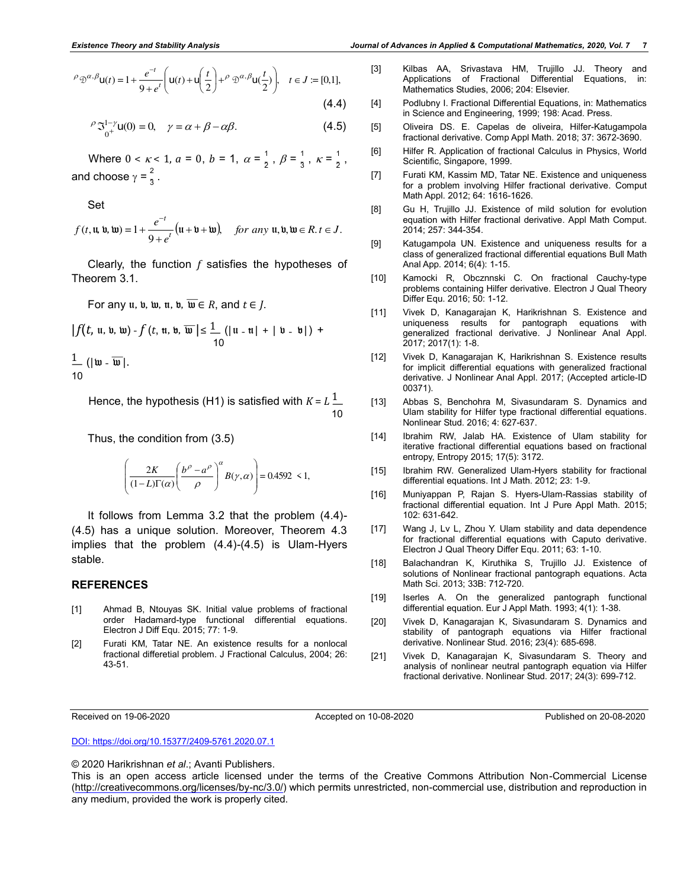$$ {}^{\rho}\mathfrak{D}^{\alpha,\beta}\mathfrak{u}(t) = 1 + \frac{e^{-t}}{9+e^{t}}\left(\mathfrak{u}(t) + \mathfrak{u}\left(\frac{t}{2}\right) + {}^{\rho}\mathfrak{D}^{\alpha,\beta}\mathfrak{u}\left(\frac{t}{2}\right)\right), \quad t \in J := [0,1], \tag{4.4} $$

$$ {}^{\rho}\mathfrak{I}_{0^+}^{1-\gamma}\mathfrak{u}(0) = 0, \quad \gamma = \alpha + \beta - \alpha\beta. \tag{4.5} $$

Where $0 < \kappa < 1$, $a = 0$, $b = 1$, $\alpha = \frac{1}{2}$, $\beta = \frac{1}{3}$, $\kappa = \frac{1}{2}$, and choose $\gamma = \frac{2}{3}$.

Set

$$ f(t, \mathfrak{u}, \mathfrak{v}, \mathfrak{w}) = 1 + \frac{e^{-t}}{9+e^{t}}(\mathfrak{u} + \mathfrak{v} + \mathfrak{w}), \quad \text{for any } \mathfrak{u}, \mathfrak{v}, \mathfrak{w} \in R. t \in J. $$

Clearly, the function $f$ satisfies the hypotheses of Theorem 3.1.

For any $\mathfrak{u}$, $\mathfrak{v}$, $\mathfrak{w}$, $\overline{\mathfrak{u}}$, $\overline{\mathfrak{v}}$, $\overline{\mathfrak{w}} \in R$, and $t \in J$.

$$ |f(t, \mathfrak{u}, \mathfrak{v}, \mathfrak{w}) - f(t, \overline{\mathfrak{u}}, \overline{\mathfrak{v}}, \overline{\mathfrak{w}})| \leq \frac{1}{10}(|\mathfrak{u} - \overline{\mathfrak{u}}| + |\mathfrak{v} - \overline{\mathfrak{v}}|) + \frac{1}{10}(|\mathfrak{w} - \overline{\mathfrak{w}}|. $$

Hence, the hypothesis (H1) is satisfied with $K = L\frac{1}{10}$

Thus, the condition from (3.5)

$$ \left(\frac{2K}{(1-L)\Gamma(\alpha)}\left(\frac{b^{\rho} - a^{\rho}}{\rho}\right)^{\alpha} B(\gamma, \alpha)\right) = 0.4592 < 1, $$

It follows from Lemma 3.2 that the problem (4.4)-(4.5) has a unique solution. Moreover, Theorem 4.3 implies that the problem (4.4)-(4.5) is Ulam-Hyers stable.

## REFERENCES

[1] Ahmad B, Ntouyas SK. Initial value problems of fractional order Hadamard-type functional differential equations. Electron J Diff Equ. 2015; 77: 1-9.

[2] Furati KM, Tatar NE. An existence results for a nonlocal fractional differetial problem. J Fractional Calculus, 2004; 26: 43-51.

[3] Kilbas AA, Srivastava HM, Trujillo JJ. Theory and Applications of Fractional Differential Equations, in: Mathematics Studies, 2006; 204: Elsevier.

[4] Podlubny I. Fractional Differential Equations, in: Mathematics in Science and Engineering, 1999; 198: Acad. Press.

[5] Oliveira DS. E. Capelas de oliveira, Hilfer-Katugampola fractional derivative. Comp Appl Math. 2018; 37: 3672-3690.

[6] Hilfer R. Application of fractional Calculus in Physics, World Scientific, Singapore, 1999.

[7] Furati KM, Kassim MD, Tatar NE. Existence and uniqueness for a problem involving Hilfer fractional derivative. Comput Math Appl. 2012; 64: 1616-1626.

[8] Gu H, Trujillo JJ. Existence of mild solution for evolution equation with Hilfer fractional derivative. Appl Math Comput. 2014; 257: 344-354.

[9] Katugampola UN. Existence and uniqueness results for a class of generalized fractional differential equations Bull Math Anal App. 2014; 6(4): 1-15.

[10] Kamocki R, Obcznnski C. On fractional Cauchy-type problems containing Hilfer derivative. Electron J Qual Theory Differ Equ. 2016; 50: 1-12.

[11] Vivek D, Kanagarajan K, Harikrishnan S. Existence and uniqueness results for pantograph equations with generalized fractional derivative. J Nonlinear Anal Appl. 2017; 2017(1): 1-8.

[12] Vivek D, Kanagarajan K, Harikrishnan S. Existence results for implicit differential equations with generalized fractional derivative. J Nonlinear Anal Appl. 2017; (Accepted article-ID 00371).

[13] Abbas S, Benchohra M, Sivasundaram S. Dynamics and Ulam stability for Hilfer type fractional differential equations. Nonlinear Stud. 2016; 4: 627-637.

[14] Ibrahim RW, Jalab HA. Existence of Ulam stability for iterative fractional differential equations based on fractional entropy, Entropy 2015; 17(5): 3172.

[15] Ibrahim RW. Generalized Ulam-Hyers stability for fractional differential equations. Int J Math. 2012; 23: 1-9.

[16] Muniyappan P, Rajan S. Hyers-Ulam-Rassias stability of fractional differential equation. Int J Pure Appl Math. 2015; 102: 631-642.

[17] Wang J, Lv L, Zhou Y. Ulam stability and data dependence for fractional differential equations with Caputo derivative. Electron J Qual Theory Differ Equ. 2011; 63: 1-10.

[18] Balachandran K, Kiruthika S, Trujillo JJ. Existence of solutions of Nonlinear fractional pantograph equations. Acta Math Sci. 2013; 33B: 712-720.

[19] Iserles A. On the generalized pantograph functional differential equation. Eur J Appl Math. 1993; 4(1): 1-38.

[20] Vivek D, Kanagarajan K, Sivasundaram S. Dynamics and stability of pantograph equations via Hilfer fractional derivative. Nonlinear Stud. 2016; 23(4): 685-698.

[21] Vivek D, Kanagarajan K, Sivasundaram S. Theory and analysis of nonlinear neutral pantograph equation via Hilfer fractional derivative. Nonlinear Stud. 2017; 24(3): 699-712.

Received on 19-06-2020 Accepted on 10-08-2020 Published on 20-08-2020

DOI: https://doi.org/10.15377/2409-5761.2020.07.1

© 2020 Harikrishnan *et al*.; Avanti Publishers.

This is an open access article licensed under the terms of the Creative Commons Attribution Non-Commercial License (http://creativecommons.org/licenses/by-nc/3.0/) which permits unrestricted, non-commercial use, distribution and reproduction in any medium, provided the work is properly cited.